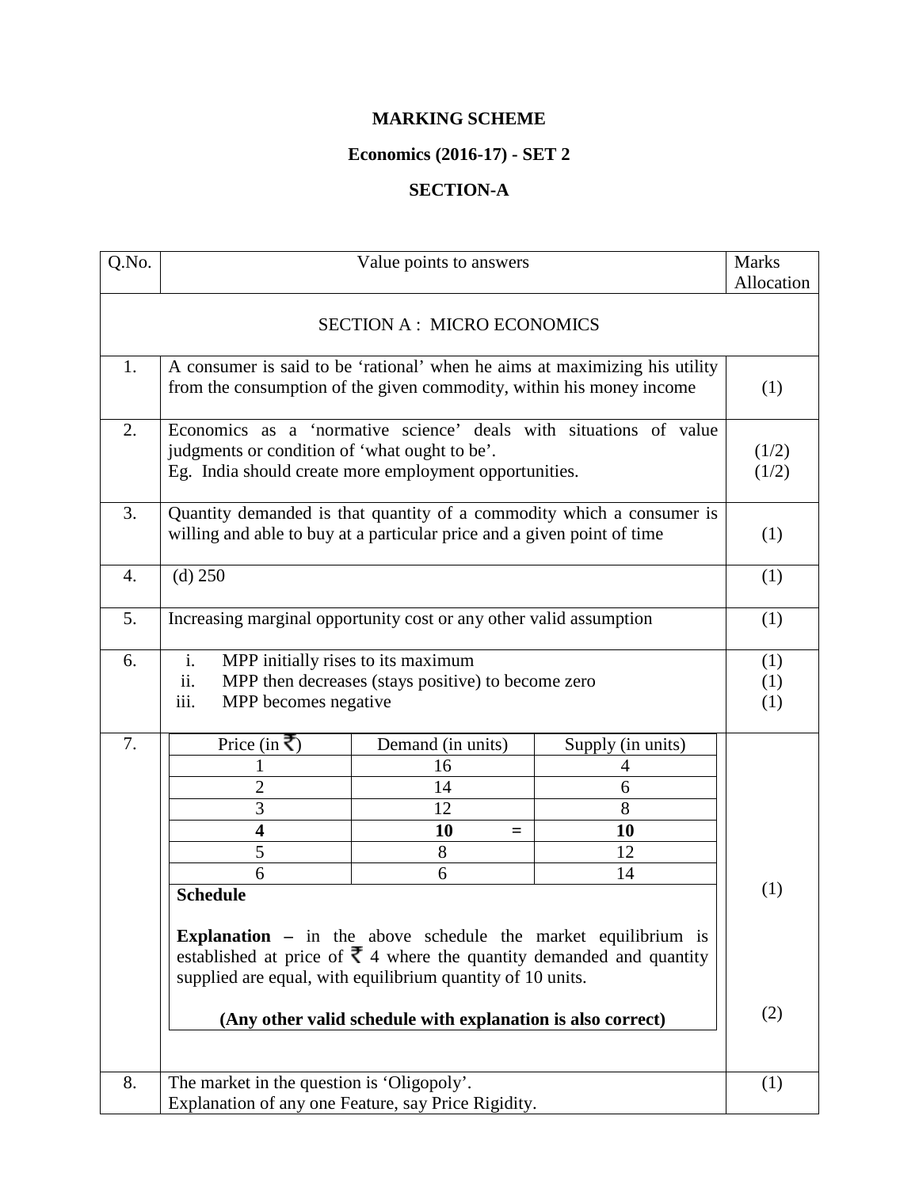# MARKING SCHEME

## Economics (2016-17) - SET 2

## SECTION-A

| Q.No. | Value points to answers | Marks Allocation |
|---|---|---|
| | SECTION A : MICRO ECONOMICS | |
| 1. | A consumer is said to be 'rational' when he aims at maximizing his utility from the consumption of the given commodity, within his money income | (1) |
| 2. | Economics as a 'normative science' deals with situations of value judgments or condition of 'what ought to be'.<br>Eg. India should create more employment opportunities. | (1/2)<br>(1/2) |
| 3. | Quantity demanded is that quantity of a commodity which a consumer is willing and able to buy at a particular price and a given point of time | (1) |
| 4. | (d) 250 | (1) |
| 5. | Increasing marginal opportunity cost or any other valid assumption | (1) |
| 6. | i. MPP initially rises to its maximum<br>ii. MPP then decreases (stays positive) to become zero<br>iii. MPP becomes negative | (1)<br>(1)<br>(1) |
| 7. | (Schedule below)<br>**Schedule**<br><br>**Explanation –** in the above schedule the market equilibrium is established at price of ₹ 4 where the quantity demanded and quantity supplied are equal, with equilibrium quantity of 10 units.<br><br>**(Any other valid schedule with explanation is also correct)** | (1)<br><br>(2) |
| 8. | The market in the question is 'Oligopoly'.<br>Explanation of any one Feature, say Price Rigidity. | (1) |

| Price (in ₹) | Demand (in units) | Supply (in units) |
|---|---|---|
| 1 | 16 | 4 |
| 2 | 14 | 6 |
| 3 | 12 | 8 |
| **4** | **10 =** | **10** |
| 5 | 8 | 12 |
| 6 | 6 | 14 |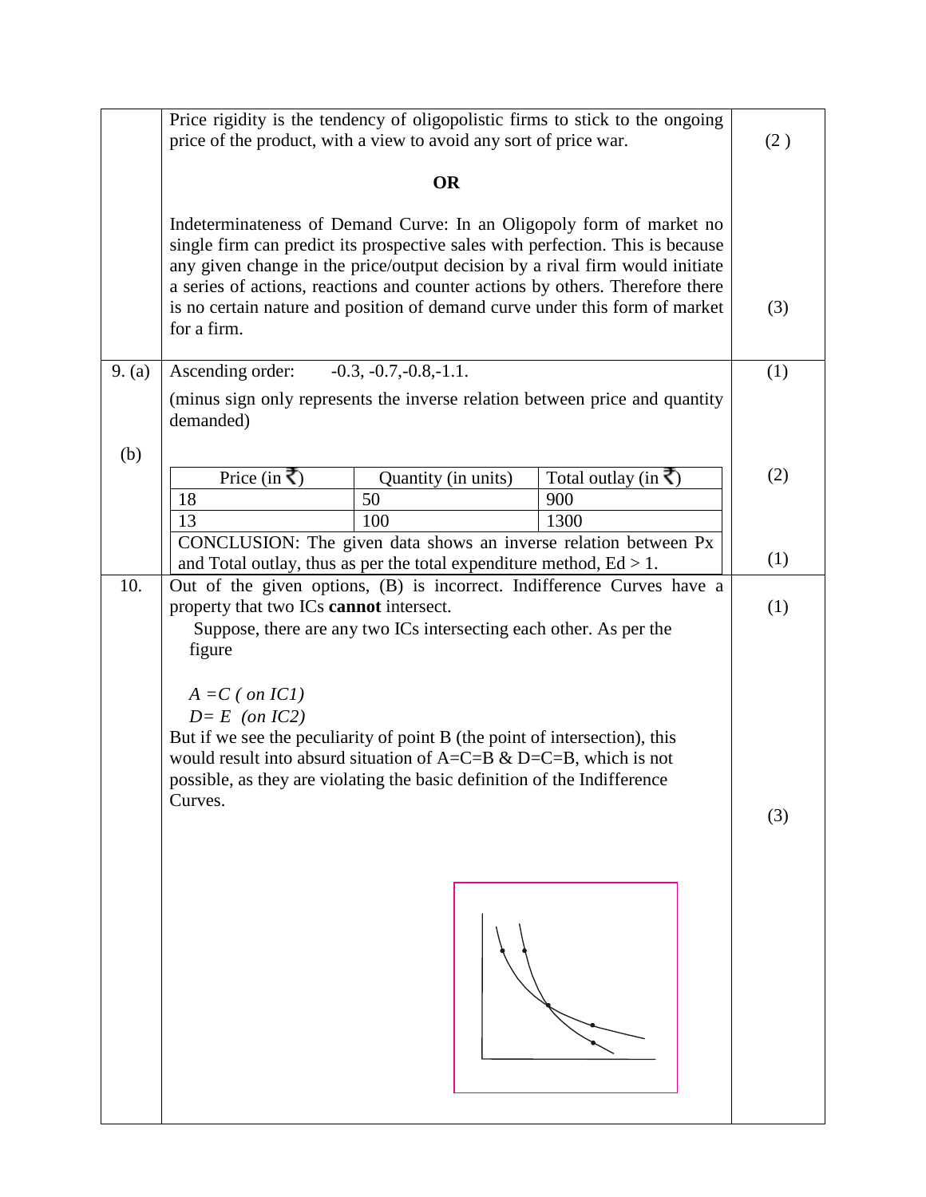| | | |
|---|---|---|
| | Price rigidity is the tendency of oligopolistic firms to stick to the ongoing price of the product, with a view to avoid any sort of price war. | (2 ) |
| | **OR** | |
| | Indeterminateness of Demand Curve: In an Oligopoly form of market no single firm can predict its prospective sales with perfection. This is because any given change in the price/output decision by a rival firm would initiate a series of actions, reactions and counter actions by others. Therefore there is no certain nature and position of demand curve under this form of market for a firm. | (3) |
| 9. (a) | Ascending order: -0.3, -0.7,-0.8,-1.1. (minus sign only represents the inverse relation between price and quantity demanded) | (1) |
| (b) | See table below | (2) |
| | CONCLUSION: The given data shows an inverse relation between Px and Total outlay, thus as per the total expenditure method, Ed > 1. | (1) |
| 10. | Out of the given options, (B) is incorrect. Indifference Curves have a property that two ICs **cannot** intersect. | (1) |
| | Suppose, there are any two ICs intersecting each other. As per the figure *A =C ( on IC1)* *D= E (on IC2)* But if we see the peculiarity of point B (the point of intersection), this would result into absurd situation of A=C=B & D=C=B, which is not possible, as they are violating the basic definition of the Indifference Curves. | (3) |

| Price (in ₹) | Quantity (in units) | Total outlay (in ₹) |
|---|---|---|
| 18 | 50 | 900 |
| 13 | 100 | 1300 |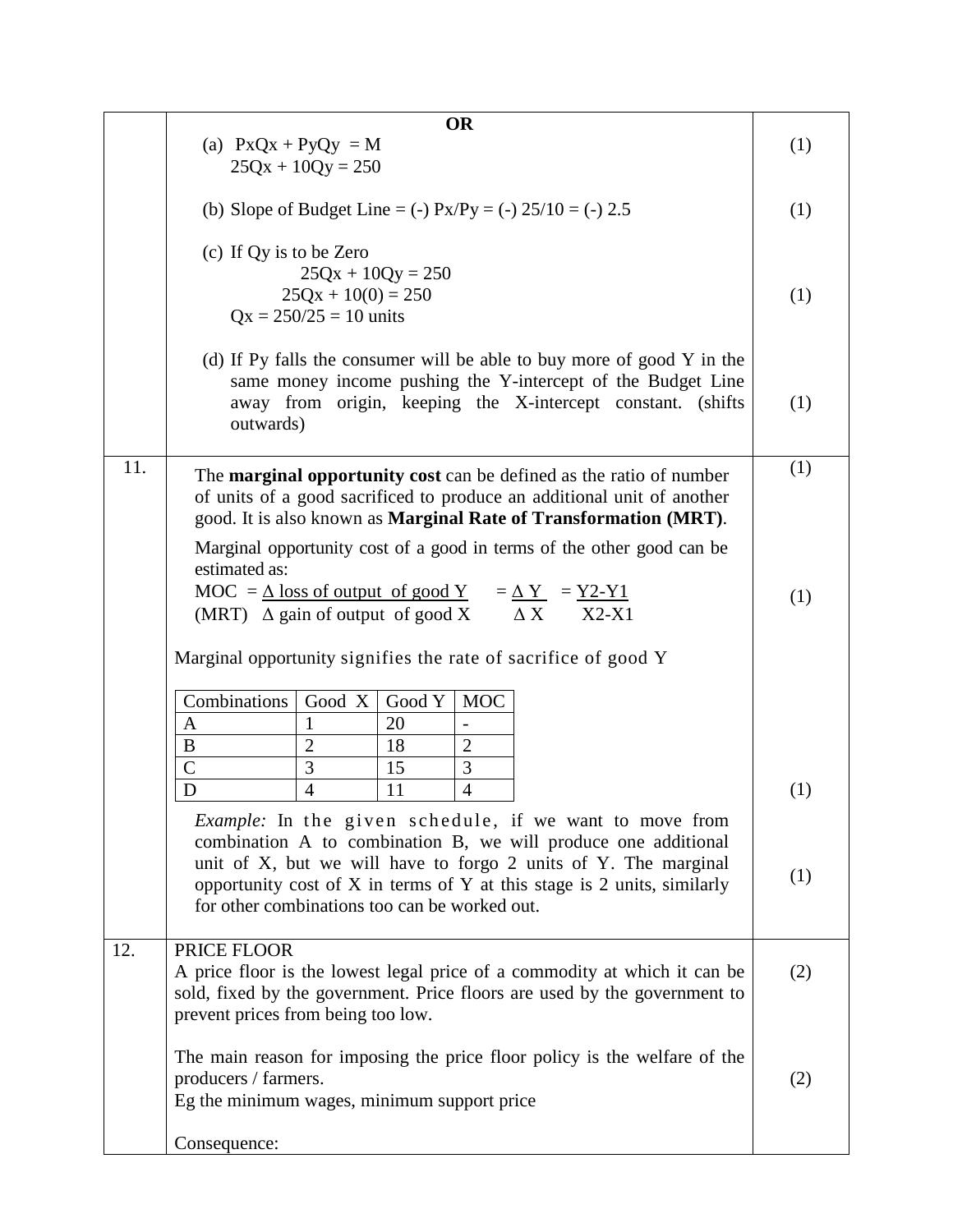| | | |
|---|---|---|
| | **OR** | |
| | (a) $PxQx + PyQy = M$<br>$25Qx + 10Qy = 250$ | (1) |
| | (b) Slope of Budget Line = (-) $Px/Py$ = (-) 25/10 = (-) 2.5 | (1) |
| | (c) If Qy is to be Zero<br>$25Qx + 10Qy = 250$<br>$25Qx + 10(0) = 250$<br>$Qx = 250/25 = 10$ units | (1) |
| | (d) If Py falls the consumer will be able to buy more of good Y in the same money income pushing the Y-intercept of the Budget Line away from origin, keeping the X-intercept constant. (shifts outwards) | (1) |
| 11. | The **marginal opportunity cost** can be defined as the ratio of number of units of a good sacrificed to produce an additional unit of another good. It is also known as **Marginal Rate of Transformation (MRT)**. | (1) |
| | Marginal opportunity cost of a good in terms of the other good can be estimated as:<br>MOC (MRT) $= \frac{\Delta \text{ loss of output of good Y}}{\Delta \text{ gain of output of good X}} = \frac{\Delta Y}{\Delta X} = \frac{Y2-Y1}{X2-X1}$ | (1) |
| | Marginal opportunity signifies the rate of sacrifice of good Y | |
| | Combinations / Good X / Good Y / MOC:<br>A / 1 / 20 / -<br>B / 2 / 18 / 2<br>C / 3 / 15 / 3<br>D / 4 / 11 / 4 | (1) |
| | *Example:* In the given schedule, if we want to move from combination A to combination B, we will produce one additional unit of X, but we will have to forgo 2 units of Y. The marginal opportunity cost of X in terms of Y at this stage is 2 units, similarly for other combinations too can be worked out. | (1) |
| 12. | PRICE FLOOR<br>A price floor is the lowest legal price of a commodity at which it can be sold, fixed by the government. Price floors are used by the government to prevent prices from being too low. | (2) |
| | The main reason for imposing the price floor policy is the welfare of the producers / farmers.<br>Eg the minimum wages, minimum support price | (2) |
| | Consequence: | |

| Combinations | Good X | Good Y | MOC |
|---|---|---|---|
| A | 1 | 20 | - |
| B | 2 | 18 | 2 |
| C | 3 | 15 | 3 |
| D | 4 | 11 | 4 |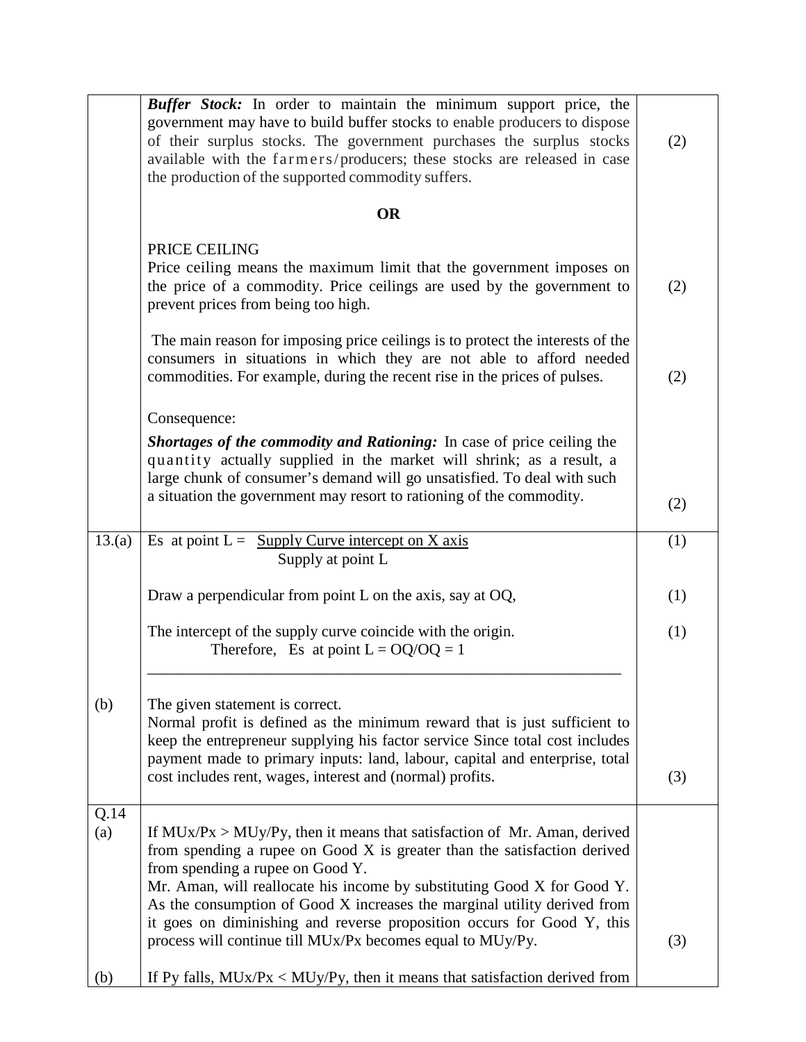| | | |
|---|---|---|
| | ***Buffer Stock:*** In order to maintain the minimum support price, the government may have to build buffer stocks to enable producers to dispose of their surplus stocks. The government purchases the surplus stocks available with the farmers/producers; these stocks are released in case the production of the supported commodity suffers.<br><br>**OR**<br><br>PRICE CEILING<br>Price ceiling means the maximum limit that the government imposes on the price of a commodity. Price ceilings are used by the government to prevent prices from being too high. | (2)<br><br><br><br>(2) |
| | The main reason for imposing price ceilings is to protect the interests of the consumers in situations in which they are not able to afford needed commodities. For example, during the recent rise in the prices of pulses. | (2) |
| | Consequence:<br>***Shortages of the commodity and Rationing:*** In case of price ceiling the quantity actually supplied in the market will shrink; as a result, a large chunk of consumer's demand will go unsatisfied. To deal with such a situation the government may resort to rationing of the commodity. | (2) |
| 13.(a) | Es at point L = $\frac{\text{Supply Curve intercept on X axis}}{\text{Supply at point L}}$ | (1) |
| | Draw a perpendicular from point L on the axis, say at OQ, | (1) |
| | The intercept of the supply curve coincide with the origin.<br>Therefore, Es at point L = OQ/OQ = 1 | (1) |
| (b) | The given statement is correct.<br>Normal profit is defined as the minimum reward that is just sufficient to keep the entrepreneur supplying his factor service Since total cost includes payment made to primary inputs: land, labour, capital and enterprise, total cost includes rent, wages, interest and (normal) profits. | (3) |
| Q.14<br>(a) | If MUx/Px > MUy/Py, then it means that satisfaction of Mr. Aman, derived from spending a rupee on Good X is greater than the satisfaction derived from spending a rupee on Good Y.<br>Mr. Aman, will reallocate his income by substituting Good X for Good Y. As the consumption of Good X increases the marginal utility derived from it goes on diminishing and reverse proposition occurs for Good Y, this process will continue till MUx/Px becomes equal to MUy/Py. | (3) |
| (b) | If Py falls, MUx/Px < MUy/Py, then it means that satisfaction derived from | |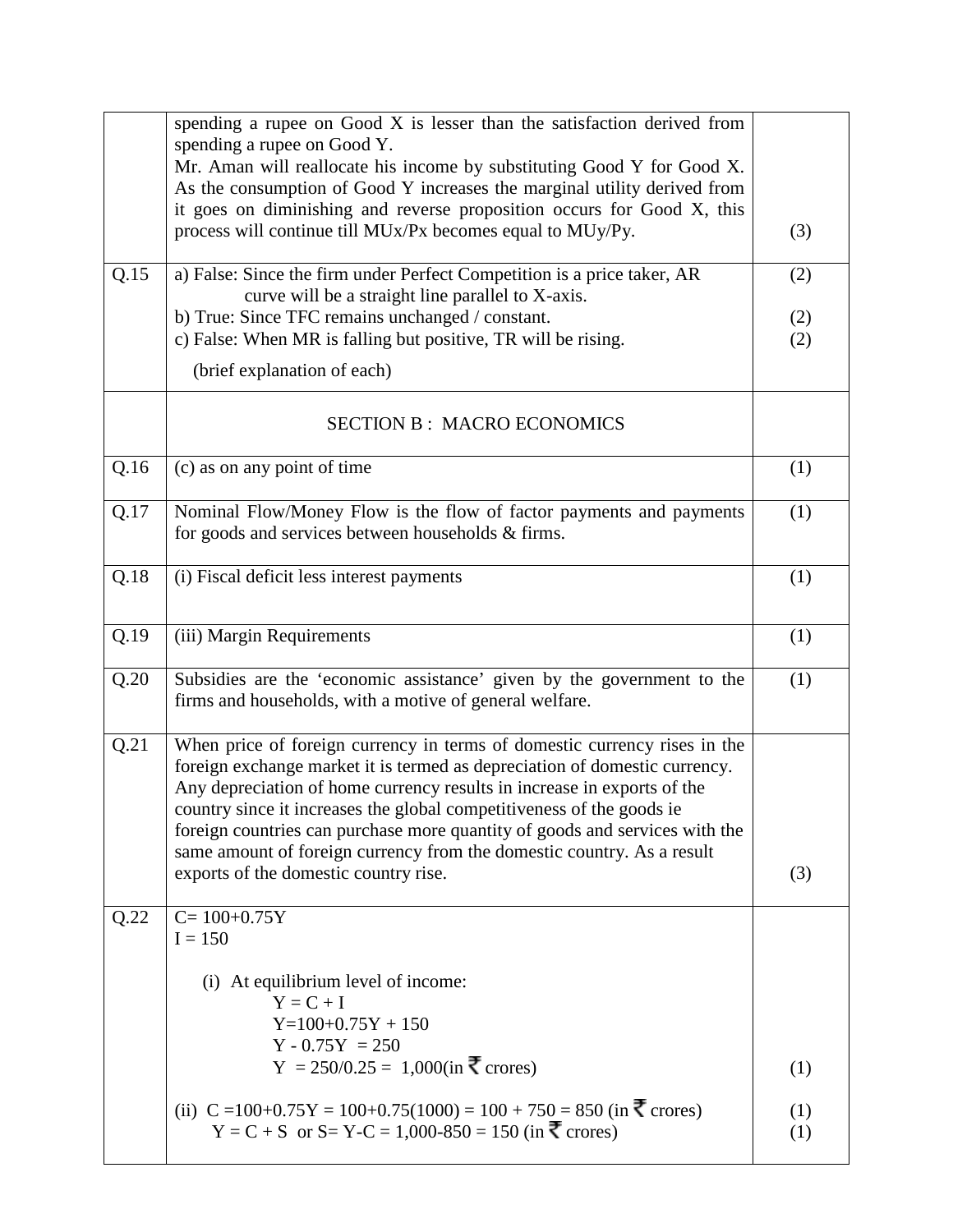| | | |
|---|---|---|
| | spending a rupee on Good X is lesser than the satisfaction derived from spending a rupee on Good Y.<br>Mr. Aman will reallocate his income by substituting Good Y for Good X. As the consumption of Good Y increases the marginal utility derived from it goes on diminishing and reverse proposition occurs for Good X, this process will continue till MUx/Px becomes equal to MUy/Py. | (3) |
| Q.15 | a) False: Since the firm under Perfect Competition is a price taker, AR curve will be a straight line parallel to X-axis.<br>b) True: Since TFC remains unchanged / constant.<br>c) False: When MR is falling but positive, TR will be rising.<br>(brief explanation of each) | (2)<br><br>(2)<br>(2) |
| | SECTION B : MACRO ECONOMICS | |
| Q.16 | (c) as on any point of time | (1) |
| Q.17 | Nominal Flow/Money Flow is the flow of factor payments and payments for goods and services between households & firms. | (1) |
| Q.18 | (i) Fiscal deficit less interest payments | (1) |
| Q.19 | (iii) Margin Requirements | (1) |
| Q.20 | Subsidies are the 'economic assistance' given by the government to the firms and households, with a motive of general welfare. | (1) |
| Q.21 | When price of foreign currency in terms of domestic currency rises in the foreign exchange market it is termed as depreciation of domestic currency. Any depreciation of home currency results in increase in exports of the country since it increases the global competitiveness of the goods ie foreign countries can purchase more quantity of goods and services with the same amount of foreign currency from the domestic country. As a result exports of the domestic country rise. | (3) |
| Q.22 | C= 100+0.75Y<br>I = 150<br><br>(i) At equilibrium level of income:<br>Y = C + I<br>Y=100+0.75Y + 150<br>Y - 0.75Y = 250<br>Y = 250/0.25 = 1,000(in ₹ crores)<br><br>(ii) C =100+0.75Y = 100+0.75(1000) = 100 + 750 = 850 (in ₹ crores)<br>Y = C + S or S= Y-C = 1,000-850 = 150 (in ₹ crores) | <br><br><br><br><br><br><br>(1)<br><br>(1)<br>(1) |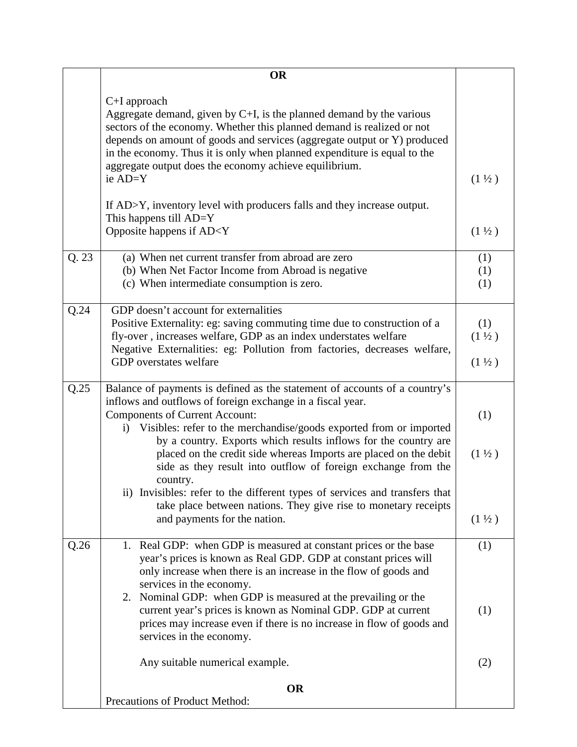| | | |
|---|---|---|
| | **OR**<br><br>C+I approach<br>Aggregate demand, given by C+I, is the planned demand by the various sectors of the economy. Whether this planned demand is realized or not depends on amount of goods and services (aggregate output or Y) produced in the economy. Thus it is only when planned expenditure is equal to the aggregate output does the economy achieve equilibrium.<br>ie AD=Y<br><br>If AD>Y, inventory level with producers falls and they increase output. This happens till AD=Y<br>Opposite happens if AD<Y | (1 ½ )<br><br><br>(1 ½ ) |
| Q. 23 | (a) When net current transfer from abroad are zero<br>(b) When Net Factor Income from Abroad is negative<br>(c) When intermediate consumption is zero. | (1)<br>(1)<br>(1) |
| Q.24 | GDP doesn't account for externalities<br>Positive Externality: eg: saving commuting time due to construction of a fly-over , increases welfare, GDP as an index understates welfare<br>Negative Externalities: eg: Pollution from factories, decreases welfare, GDP overstates welfare | (1)<br>(1 ½ )<br><br>(1 ½ ) |
| Q.25 | Balance of payments is defined as the statement of accounts of a country's inflows and outflows of foreign exchange in a fiscal year.<br>Components of Current Account:<br>i) Visibles: refer to the merchandise/goods exported from or imported by a country. Exports which results inflows for the country are placed on the credit side whereas Imports are placed on the debit side as they result into outflow of foreign exchange from the country.<br>ii) Invisibles: refer to the different types of services and transfers that take place between nations. They give rise to monetary receipts and payments for the nation. | (1)<br><br>(1 ½ )<br><br><br>(1 ½ ) |
| Q.26 | 1. Real GDP: when GDP is measured at constant prices or the base year's prices is known as Real GDP. GDP at constant prices will only increase when there is an increase in the flow of goods and services in the economy.<br>2. Nominal GDP: when GDP is measured at the prevailing or the current year's prices is known as Nominal GDP. GDP at current prices may increase even if there is no increase in flow of goods and services in the economy.<br><br>Any suitable numerical example.<br><br>**OR**<br>Precautions of Product Method: | (1)<br><br><br>(1)<br><br><br>(2) |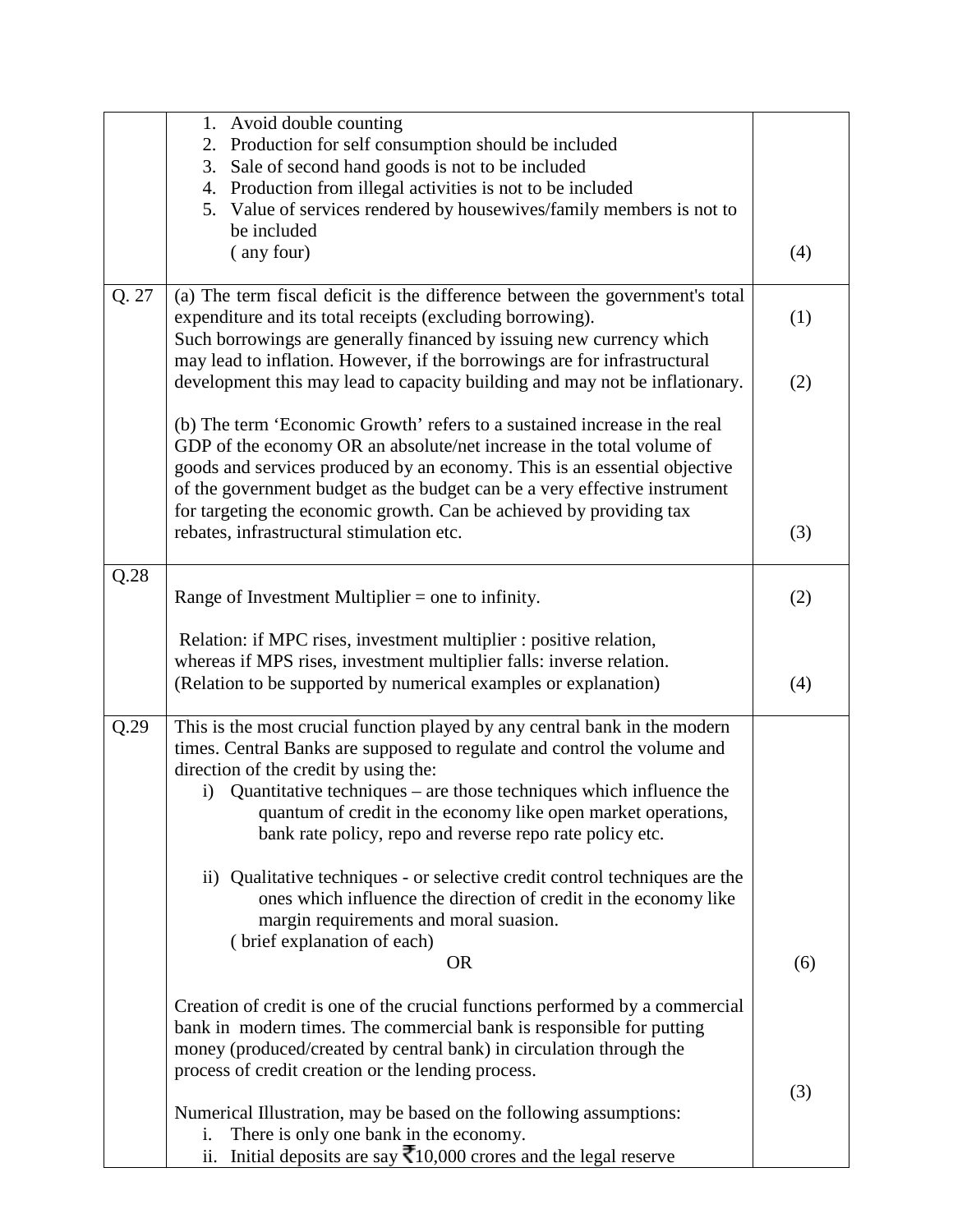| | | |
|---|---|---|
| | 1. Avoid double counting<br>2. Production for self consumption should be included<br>3. Sale of second hand goods is not to be included<br>4. Production from illegal activities is not to be included<br>5. Value of services rendered by housewives/family members is not to be included<br>( any four) | (4) |
| Q. 27 | (a) The term fiscal deficit is the difference between the government's total expenditure and its total receipts (excluding borrowing).<br>Such borrowings are generally financed by issuing new currency which may lead to inflation. However, if the borrowings are for infrastructural development this may lead to capacity building and may not be inflationary.<br><br>(b) The term 'Economic Growth' refers to a sustained increase in the real GDP of the economy OR an absolute/net increase in the total volume of goods and services produced by an economy. This is an essential objective of the government budget as the budget can be a very effective instrument for targeting the economic growth. Can be achieved by providing tax rebates, infrastructural stimulation etc. | (1)<br><br>(2)<br><br><br><br><br><br>(3) |
| Q.28 | Range of Investment Multiplier = one to infinity.<br><br>Relation: if MPC rises, investment multiplier : positive relation, whereas if MPS rises, investment multiplier falls: inverse relation.<br>(Relation to be supported by numerical examples or explanation) | (2)<br><br><br>(4) |
| Q.29 | This is the most crucial function played by any central bank in the modern times. Central Banks are supposed to regulate and control the volume and direction of the credit by using the:<br>i) Quantitative techniques – are those techniques which influence the quantum of credit in the economy like open market operations, bank rate policy, repo and reverse repo rate policy etc.<br><br>ii) Qualitative techniques - or selective credit control techniques are the ones which influence the direction of credit in the economy like margin requirements and moral suasion.<br>( brief explanation of each)<br>OR<br><br>Creation of credit is one of the crucial functions performed by a commercial bank in modern times. The commercial bank is responsible for putting money (produced/created by central bank) in circulation through the process of credit creation or the lending process.<br><br>Numerical Illustration, may be based on the following assumptions:<br>i. There is only one bank in the economy.<br>ii. Initial deposits are say ₹10,000 crores and the legal reserve | <br><br><br><br><br><br><br><br><br><br>(6)<br><br><br><br><br>(3) |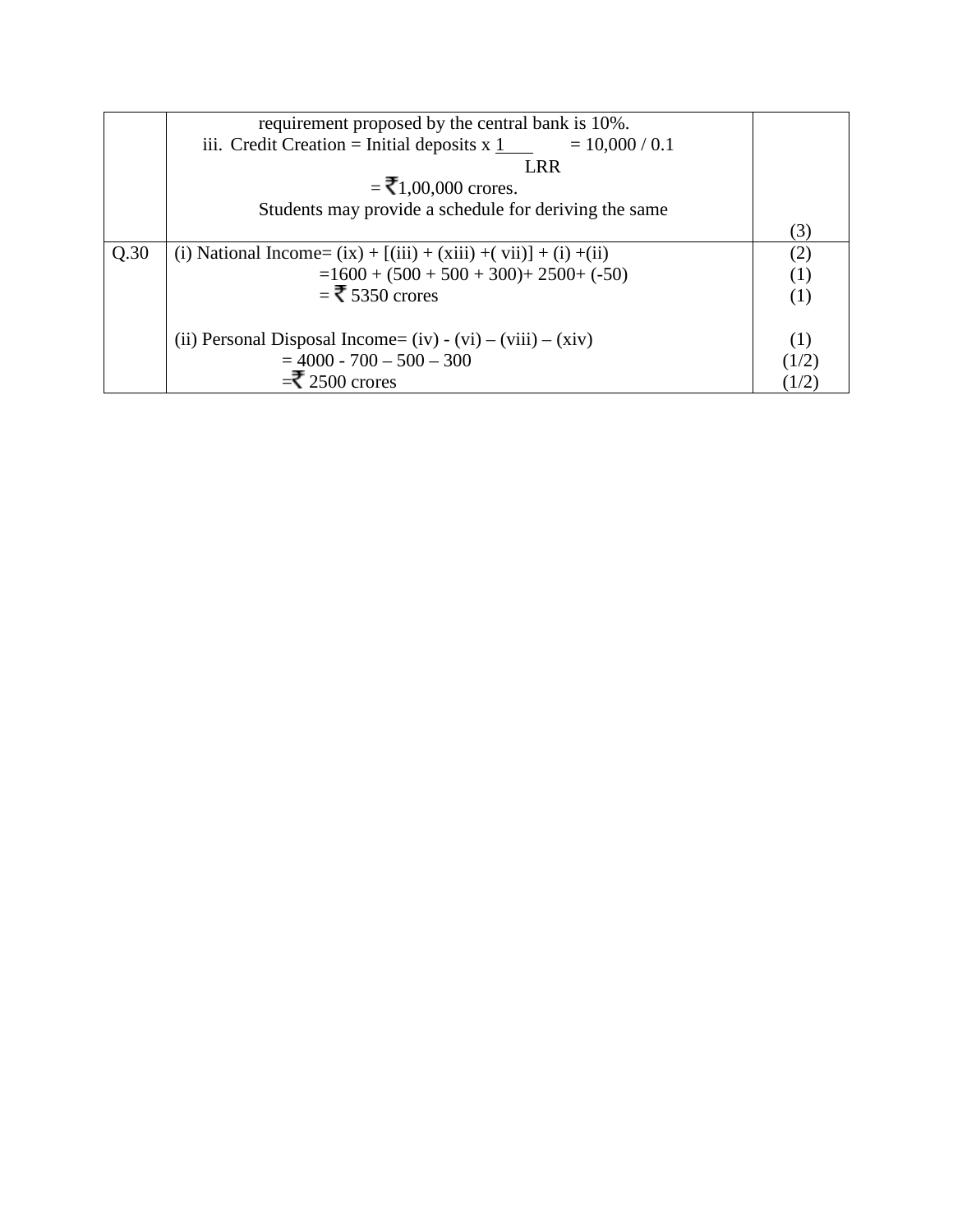| | | |
|---|---|---|
| | requirement proposed by the central bank is 10%.<br>iii. Credit Creation = Initial deposits x $\frac{1}{LRR}$ = 10,000 / 0.1<br>= ₹1,00,000 crores.<br>Students may provide a schedule for deriving the same | (3) |
| Q.30 | (i) National Income= (ix) + [(iii) + (xiii) +( vii)] + (i) +(ii)<br>=1600 + (500 + 500 + 300)+ 2500+ (-50)<br>= ₹ 5350 crores<br><br>(ii) Personal Disposal Income= (iv) - (vi) – (viii) – (xiv)<br>= 4000 - 700 – 500 – 300<br>=₹ 2500 crores | (2)<br>(1)<br>(1)<br><br>(1)<br>(1/2)<br>(1/2) |